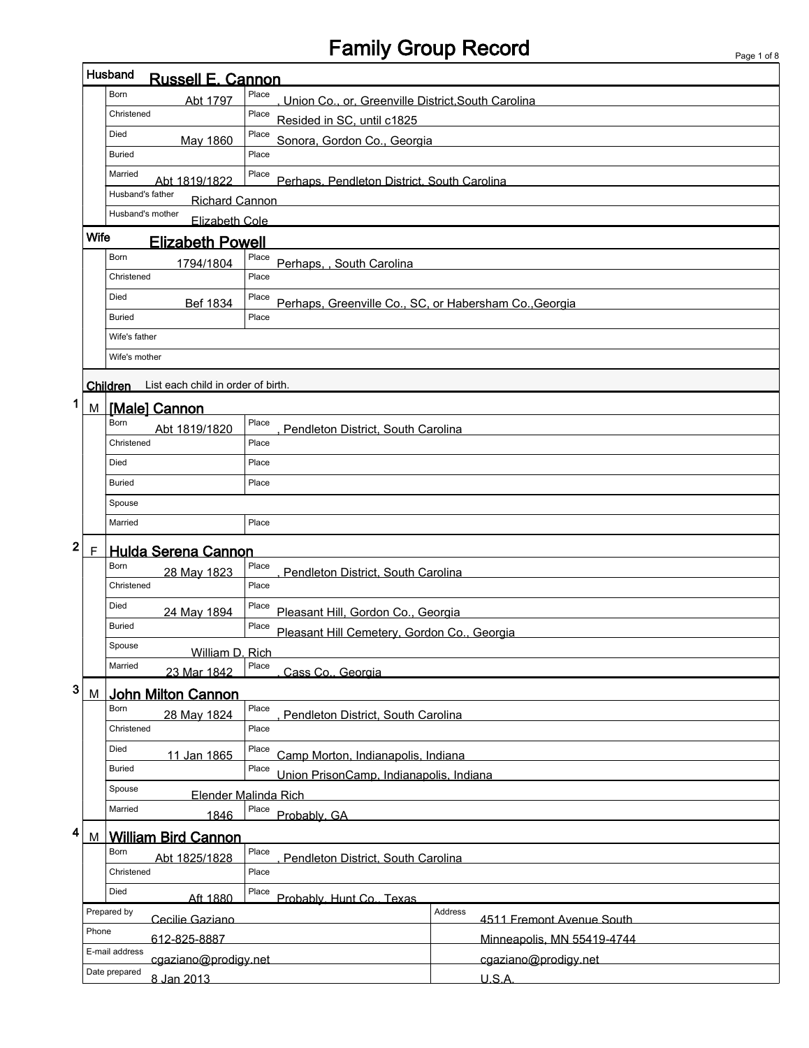# Family Group Record

## Husband: Russell E. Cannon

| Field | Date | Place |
|---|---|---|
| Born | Abt 1797 | , Union Co., or, Greenville District,South Carolina |
| Christened | | Resided in SC, until c1825 |
| Died | May 1860 | Sonora, Gordon Co., Georgia |
| Buried | | |
| Married | Abt 1819/1822 | Perhaps, Pendleton District, South Carolina |
| Husband's father | Richard Cannon | |
| Husband's mother | Elizabeth Cole | |

## Wife: Elizabeth Powell

| Field | Date | Place |
|---|---|---|
| Born | 1794/1804 | Perhaps, , South Carolina |
| Christened | | |
| Died | Bef 1834 | Perhaps, Greenville Co., SC, or Habersham Co.,Georgia |
| Buried | | |
| Wife's father | | |
| Wife's mother | | |

## Children

List each child in order of birth.

### 1 M [Male] Cannon

| Field | Date | Place |
|---|---|---|
| Born | Abt 1819/1820 | , Pendleton District, South Carolina |
| Christened | | |
| Died | | |
| Buried | | |
| Spouse | | |
| Married | | |

### 2 F Hulda Serena Cannon

| Field | Date | Place |
|---|---|---|
| Born | 28 May 1823 | , Pendleton District, South Carolina |
| Christened | | |
| Died | 24 May 1894 | Pleasant Hill, Gordon Co., Georgia |
| Buried | | Pleasant Hill Cemetery, Gordon Co., Georgia |
| Spouse | William D. Rich | |
| Married | 23 Mar 1842 | , Cass Co., Georgia |

### 3 M John Milton Cannon

| Field | Date | Place |
|---|---|---|
| Born | 28 May 1824 | , Pendleton District, South Carolina |
| Christened | | |
| Died | 11 Jan 1865 | Camp Morton, Indianapolis, Indiana |
| Buried | | Union PrisonCamp, Indianapolis, Indiana |
| Spouse | Elender Malinda Rich | |
| Married | 1846 | Probably, GA |

### 4 M William Bird Cannon

| Field | Date | Place |
|---|---|---|
| Born | Abt 1825/1828 | , Pendleton District, South Carolina |
| Christened | | |
| Died | Aft 1880 | Probably, Hunt Co., Texas |

| Prepared by | Cecilie Gaziano | Address | 4511 Fremont Avenue South |
|---|---|---|---|
| Phone | 612-825-8887 | | Minneapolis, MN 55419-4744 |
| E-mail address | cgaziano@prodigy.net | | cgaziano@prodigy.net |
| Date prepared | 8 Jan 2013 | | U.S.A. |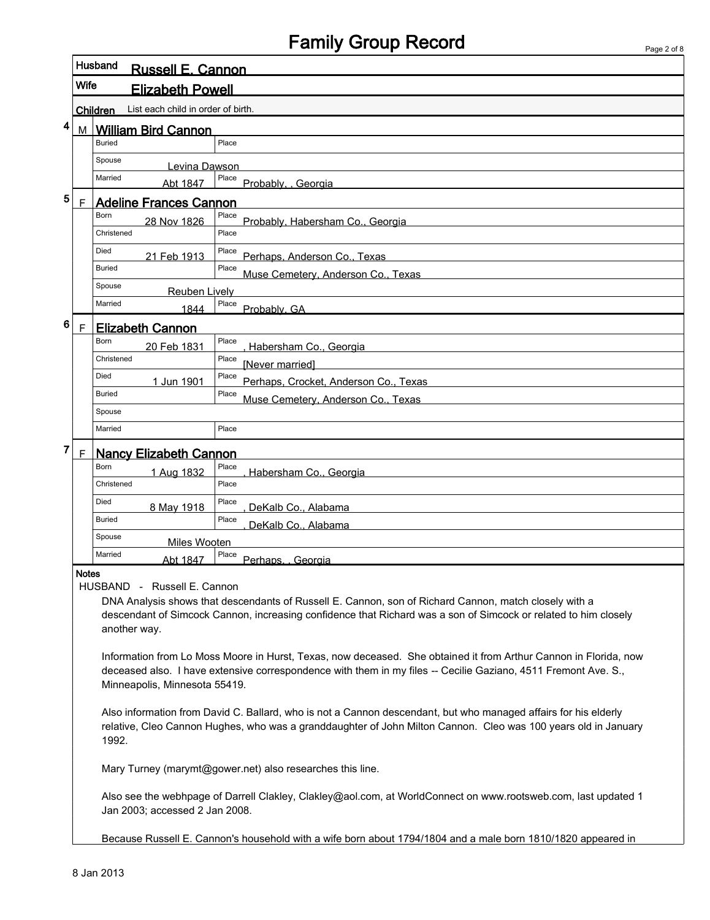# Family Group Record

**Husband** Russell E. Cannon

**Wife** Elizabeth Powell

**Children** List each child in order of birth.

## 4 M William Bird Cannon

| | | | |
|---|---|---|---|
| Buried | | Place | |
| Spouse | Levina Dawson | | |
| Married | Abt 1847 | Place | Probably, , Georgia |

## 5 F Adeline Frances Cannon

| | | | |
|---|---|---|---|
| Born | 28 Nov 1826 | Place | Probably, Habersham Co., Georgia |
| Christened | | Place | |
| Died | 21 Feb 1913 | Place | Perhaps, Anderson Co., Texas |
| Buried | | Place | Muse Cemetery, Anderson Co., Texas |
| Spouse | Reuben Lively | | |
| Married | 1844 | Place | Probably, GA |

## 6 F Elizabeth Cannon

| | | | |
|---|---|---|---|
| Born | 20 Feb 1831 | Place | , Habersham Co., Georgia |
| Christened | | Place | [Never married] |
| Died | 1 Jun 1901 | Place | Perhaps, Crocket, Anderson Co., Texas |
| Buried | | Place | Muse Cemetery, Anderson Co., Texas |
| Spouse | | | |
| Married | | Place | |

## 7 F Nancy Elizabeth Cannon

| | | | |
|---|---|---|---|
| Born | 1 Aug 1832 | Place | , Habersham Co., Georgia |
| Christened | | Place | |
| Died | 8 May 1918 | Place | , DeKalb Co., Alabama |
| Buried | | Place | , DeKalb Co., Alabama |
| Spouse | Miles Wooten | | |
| Married | Abt 1847 | Place | Perhaps, , Georgia |

**Notes**

HUSBAND - Russell E. Cannon

DNA Analysis shows that descendants of Russell E. Cannon, son of Richard Cannon, match closely with a descendant of Simcock Cannon, increasing confidence that Richard was a son of Simcock or related to him closely another way.

Information from Lo Moss Moore in Hurst, Texas, now deceased. She obtained it from Arthur Cannon in Florida, now deceased also. I have extensive correspondence with them in my files -- Cecilie Gaziano, 4511 Fremont Ave. S., Minneapolis, Minnesota 55419.

Also information from David C. Ballard, who is not a Cannon descendant, but who managed affairs for his elderly relative, Cleo Cannon Hughes, who was a granddaughter of John Milton Cannon. Cleo was 100 years old in January 1992.

Mary Turney (marymt@gower.net) also researches this line.

Also see the webhpage of Darrell Clakley, Clakley@aol.com, at WorldConnect on www.rootsweb.com, last updated 1 Jan 2003; accessed 2 Jan 2008.

Because Russell E. Cannon's household with a wife born about 1794/1804 and a male born 1810/1820 appeared in

8 Jan 2013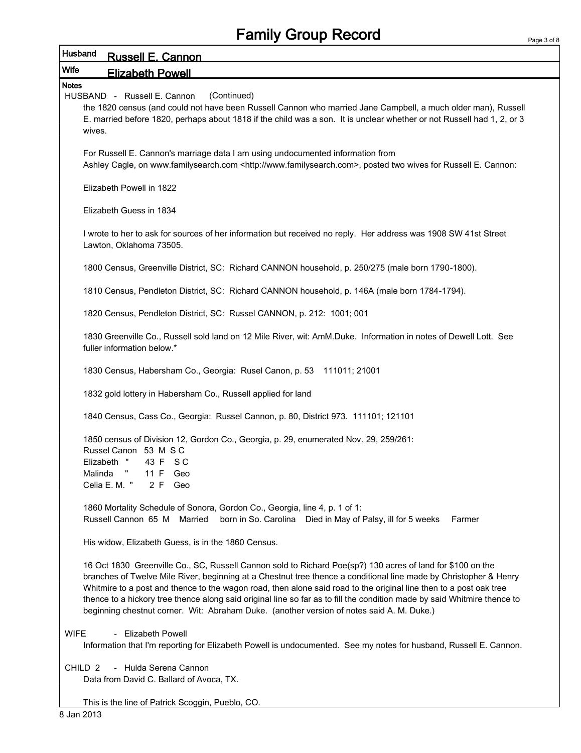# Family Group Record

**Husband** Russell E. Cannon

**Wife** Elizabeth Powell

**Notes**

HUSBAND - Russell E. Cannon (Continued)

the 1820 census (and could not have been Russell Cannon who married Jane Campbell, a much older man), Russell E. married before 1820, perhaps about 1818 if the child was a son. It is unclear whether or not Russell had 1, 2, or 3 wives.

For Russell E. Cannon's marriage data I am using undocumented information from Ashley Cagle, on www.familysearch.com <http://www.familysearch.com>, posted two wives for Russell E. Cannon:

Elizabeth Powell in 1822

Elizabeth Guess in 1834

I wrote to her to ask for sources of her information but received no reply. Her address was 1908 SW 41st Street Lawton, Oklahoma 73505.

1800 Census, Greenville District, SC: Richard CANNON household, p. 250/275 (male born 1790-1800).

1810 Census, Pendleton District, SC: Richard CANNON household, p. 146A (male born 1784-1794).

1820 Census, Pendleton District, SC: Russel CANNON, p. 212: 1001; 001

1830 Greenville Co., Russell sold land on 12 Mile River, wit: AmM.Duke. Information in notes of Dewell Lott. See fuller information below.*

1830 Census, Habersham Co., Georgia: Rusel Canon, p. 53 111011; 21001

1832 gold lottery in Habersham Co., Russell applied for land

1840 Census, Cass Co., Georgia: Russel Cannon, p. 80, District 973. 111101; 121101

1850 census of Division 12, Gordon Co., Georgia, p. 29, enumerated Nov. 29, 259/261:
Russel Canon 53 M S C
Elizabeth " 43 F S C
Malinda " 11 F Geo
Celia E. M. " 2 F Geo

1860 Mortality Schedule of Sonora, Gordon Co., Georgia, line 4, p. 1 of 1:
Russell Cannon 65 M Married born in So. Carolina Died in May of Palsy, ill for 5 weeks Farmer

His widow, Elizabeth Guess, is in the 1860 Census.

16 Oct 1830 Greenville Co., SC, Russell Cannon sold to Richard Poe(sp?) 130 acres of land for $100 on the branches of Twelve Mile River, beginning at a Chestnut tree thence a conditional line made by Christopher & Henry Whitmire to a post and thence to the wagon road, then alone said road to the original line then to a post oak tree thence to a hickory tree thence along said original line so far as to fill the condition made by said Whitmire thence to beginning chestnut corner. Wit: Abraham Duke. (another version of notes said A. M. Duke.)

WIFE - Elizabeth Powell

Information that I'm reporting for Elizabeth Powell is undocumented. See my notes for husband, Russell E. Cannon.

CHILD 2 - Hulda Serena Cannon

Data from David C. Ballard of Avoca, TX.

This is the line of Patrick Scoggin, Pueblo, CO.

8 Jan 2013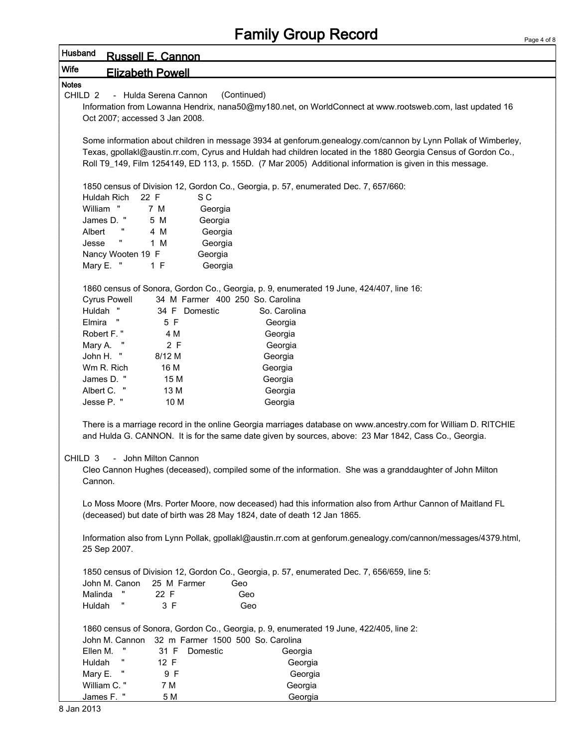# Family Group Record

**Husband** Russell E. Cannon

**Wife** Elizabeth Powell

**Notes**

CHILD 2 - Hulda Serena Cannon (Continued)

Information from Lowanna Hendrix, nana50@my180.net, on WorldConnect at www.rootsweb.com, last updated 16 Oct 2007; accessed 3 Jan 2008.

Some information about children in message 3934 at genforum.genealogy.com/cannon by Lynn Pollak of Wimberley, Texas, gpollakl@austin.rr.com, Cyrus and Huldah had children located in the 1880 Georgia Census of Gordon Co., Roll T9_149, Film 1254149, ED 113, p. 155D. (7 Mar 2005) Additional information is given in this message.

1850 census of Division 12, Gordon Co., Georgia, p. 57, enumerated Dec. 7, 657/660:

| | | | |
|---|---|---|---|
| Huldah Rich | 22 | F | S C |
| William " | 7 | M | Georgia |
| James D. " | 5 | M | Georgia |
| Albert " | 4 | M | Georgia |
| Jesse " | 1 | M | Georgia |
| Nancy Wooten | 19 | F | Georgia |
| Mary E. " | 1 | F | Georgia |

1860 census of Sonora, Gordon Co., Georgia, p. 9, enumerated 19 June, 424/407, line 16:

| | | | | | | |
|---|---|---|---|---|---|---|
| Cyrus Powell | 34 | M | Farmer | 400 | 250 | So. Carolina |
| Huldah " | 34 | F | Domestic | | | So. Carolina |
| Elmira " | 5 | F | | | | Georgia |
| Robert F. " | 4 | M | | | | Georgia |
| Mary A. " | 2 | F | | | | Georgia |
| John H. " | 8/12 | M | | | | Georgia |
| Wm R. Rich | 16 | M | | | | Georgia |
| James D. " | 15 | M | | | | Georgia |
| Albert C. " | 13 | M | | | | Georgia |
| Jesse P. " | 10 | M | | | | Georgia |

There is a marriage record in the online Georgia marriages database on www.ancestry.com for William D. RITCHIE and Hulda G. CANNON. It is for the same date given by sources, above: 23 Mar 1842, Cass Co., Georgia.

CHILD 3 - John Milton Cannon

Cleo Cannon Hughes (deceased), compiled some of the information. She was a granddaughter of John Milton Cannon.

Lo Moss Moore (Mrs. Porter Moore, now deceased) had this information also from Arthur Cannon of Maitland FL (deceased) but date of birth was 28 May 1824, date of death 12 Jan 1865.

Information also from Lynn Pollak, gpollakl@austin.rr.com at genforum.genealogy.com/cannon/messages/4379.html, 25 Sep 2007.

1850 census of Division 12, Gordon Co., Georgia, p. 57, enumerated Dec. 7, 656/659, line 5:

| | | | | |
|---|---|---|---|---|
| John M. Canon | 25 | M | Farmer | Geo |
| Malinda " | 22 | F | | Geo |
| Huldah " | 3 | F | | Geo |

1860 census of Sonora, Gordon Co., Georgia, p. 9, enumerated 19 June, 422/405, line 2:

| | | | | | | |
|---|---|---|---|---|---|---|
| John M. Cannon | 32 | m | Farmer | 1500 | 500 | So. Carolina |
| Ellen M. " | 31 | F | Domestic | | | Georgia |
| Huldah " | 12 | F | | | | Georgia |
| Mary E. " | 9 | F | | | | Georgia |
| William C. " | 7 | M | | | | Georgia |
| James F. " | 5 | M | | | | Georgia |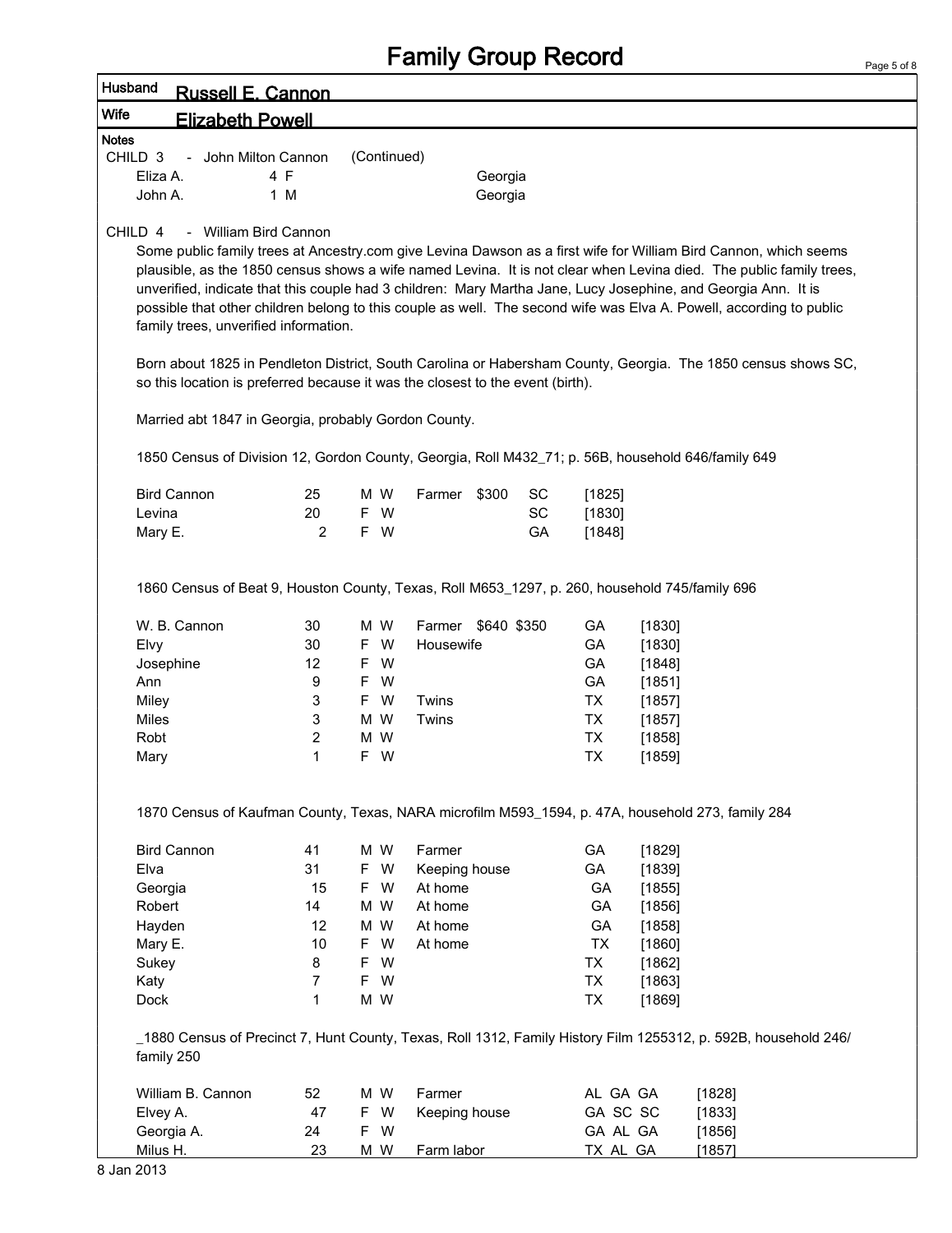# Family Group Record

**Husband** Russell E. Cannon

**Wife** Elizabeth Powell

**Notes**

CHILD 3 - John Milton Cannon (Continued)

| | | | |
|---|---|---|---|
| Eliza A. | 4 F | | Georgia |
| John A. | 1 M | | Georgia |

CHILD 4 - William Bird Cannon

Some public family trees at Ancestry.com give Levina Dawson as a first wife for William Bird Cannon, which seems plausible, as the 1850 census shows a wife named Levina. It is not clear when Levina died. The public family trees, unverified, indicate that this couple had 3 children: Mary Martha Jane, Lucy Josephine, and Georgia Ann. It is possible that other children belong to this couple as well. The second wife was Elva A. Powell, according to public family trees, unverified information.

Born about 1825 in Pendleton District, South Carolina or Habersham County, Georgia. The 1850 census shows SC, so this location is preferred because it was the closest to the event (birth).

Married abt 1847 in Georgia, probably Gordon County.

1850 Census of Division 12, Gordon County, Georgia, Roll M432_71; p. 56B, household 646/family 649

| | | | | | | | |
|---|---|---|---|---|---|---|---|
| Bird Cannon | 25 | M W | Farmer | $300 | | SC | [1825] |
| Levina | 20 | F W | | | | SC | [1830] |
| Mary E. | 2 | F W | | | | GA | [1848] |

1860 Census of Beat 9, Houston County, Texas, Roll M653_1297, p. 260, household 745/family 696

| | | | | | | | |
|---|---|---|---|---|---|---|---|
| W. B. Cannon | 30 | M W | Farmer | $640 | $350 | GA | [1830] |
| Elvy | 30 | F W | Housewife | | | GA | [1830] |
| Josephine | 12 | F W | | | | GA | [1848] |
| Ann | 9 | F W | | | | GA | [1851] |
| Miley | 3 | F W | Twins | | | TX | [1857] |
| Miles | 3 | M W | Twins | | | TX | [1857] |
| Robt | 2 | M W | | | | TX | [1858] |
| Mary | 1 | F W | | | | TX | [1859] |

1870 Census of Kaufman County, Texas, NARA microfilm M593_1594, p. 47A, household 273, family 284

| | | | | | |
|---|---|---|---|---|---|
| Bird Cannon | 41 | M W | Farmer | GA | [1829] |
| Elva | 31 | F W | Keeping house | GA | [1839] |
| Georgia | 15 | F W | At home | GA | [1855] |
| Robert | 14 | M W | At home | GA | [1856] |
| Hayden | 12 | M W | At home | GA | [1858] |
| Mary E. | 10 | F W | At home | TX | [1860] |
| Sukey | 8 | F W | | TX | [1862] |
| Katy | 7 | F W | | TX | [1863] |
| Dock | 1 | M W | | TX | [1869] |

_1880 Census of Precinct 7, Hunt County, Texas, Roll 1312, Family History Film 1255312, p. 592B, household 246/ family 250

| | | | | | |
|---|---|---|---|---|---|
| William B. Cannon | 52 | M W | Farmer | AL GA GA | [1828] |
| Elvey A. | 47 | F W | Keeping house | GA SC SC | [1833] |
| Georgia A. | 24 | F W | | GA AL GA | [1856] |
| Milus H. | 23 | M W | Farm labor | TX AL GA | [1857] |

8 Jan 2013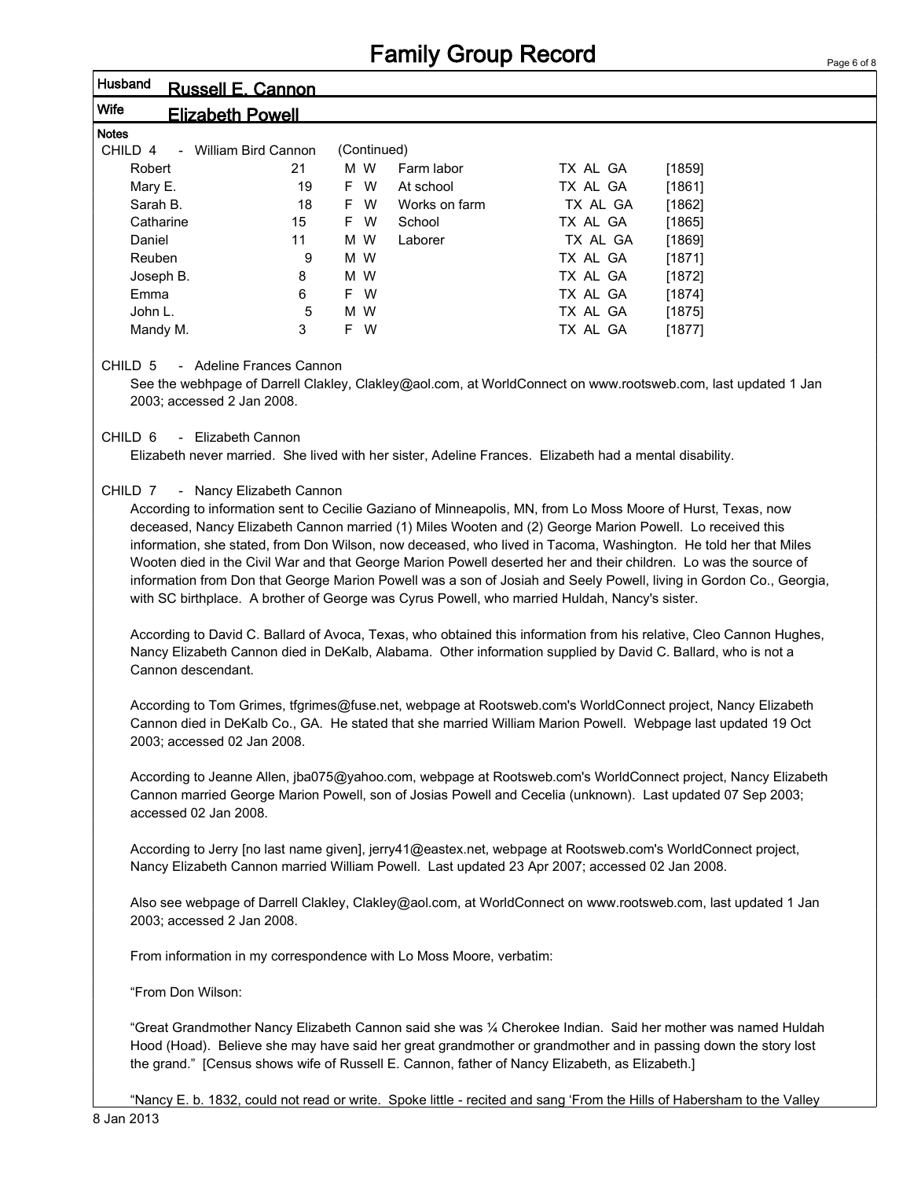# Family Group Record

**Husband** Russell E. Cannon

**Wife** Elizabeth Powell

**Notes**

CHILD 4 - William Bird Cannon (Continued)

| Name | Age | Sex | Race | Occupation | Birthplaces | Year |
|---|---|---|---|---|---|---|
| Robert | 21 | M | W | Farm labor | TX AL GA | [1859] |
| Mary E. | 19 | F | W | At school | TX AL GA | [1861] |
| Sarah B. | 18 | F | W | Works on farm | TX AL GA | [1862] |
| Catharine | 15 | F | W | School | TX AL GA | [1865] |
| Daniel | 11 | M | W | Laborer | TX AL GA | [1869] |
| Reuben | 9 | M | W | | TX AL GA | [1871] |
| Joseph B. | 8 | M | W | | TX AL GA | [1872] |
| Emma | 6 | F | W | | TX AL GA | [1874] |
| John L. | 5 | M | W | | TX AL GA | [1875] |
| Mandy M. | 3 | F | W | | TX AL GA | [1877] |

CHILD 5 - Adeline Frances Cannon

See the webhpage of Darrell Clakley, Clakley@aol.com, at WorldConnect on www.rootsweb.com, last updated 1 Jan 2003; accessed 2 Jan 2008.

CHILD 6 - Elizabeth Cannon

Elizabeth never married. She lived with her sister, Adeline Frances. Elizabeth had a mental disability.

CHILD 7 - Nancy Elizabeth Cannon

According to information sent to Cecilie Gaziano of Minneapolis, MN, from Lo Moss Moore of Hurst, Texas, now deceased, Nancy Elizabeth Cannon married (1) Miles Wooten and (2) George Marion Powell. Lo received this information, she stated, from Don Wilson, now deceased, who lived in Tacoma, Washington. He told her that Miles Wooten died in the Civil War and that George Marion Powell deserted her and their children. Lo was the source of information from Don that George Marion Powell was a son of Josiah and Seely Powell, living in Gordon Co., Georgia, with SC birthplace. A brother of George was Cyrus Powell, who married Huldah, Nancy's sister.

According to David C. Ballard of Avoca, Texas, who obtained this information from his relative, Cleo Cannon Hughes, Nancy Elizabeth Cannon died in DeKalb, Alabama. Other information supplied by David C. Ballard, who is not a Cannon descendant.

According to Tom Grimes, tfgrimes@fuse.net, webpage at Rootsweb.com's WorldConnect project, Nancy Elizabeth Cannon died in DeKalb Co., GA. He stated that she married William Marion Powell. Webpage last updated 19 Oct 2003; accessed 02 Jan 2008.

According to Jeanne Allen, jba075@yahoo.com, webpage at Rootsweb.com's WorldConnect project, Nancy Elizabeth Cannon married George Marion Powell, son of Josias Powell and Cecelia (unknown). Last updated 07 Sep 2003; accessed 02 Jan 2008.

According to Jerry [no last name given], jerry41@eastex.net, webpage at Rootsweb.com's WorldConnect project, Nancy Elizabeth Cannon married William Powell. Last updated 23 Apr 2007; accessed 02 Jan 2008.

Also see webpage of Darrell Clakley, Clakley@aol.com, at WorldConnect on www.rootsweb.com, last updated 1 Jan 2003; accessed 2 Jan 2008.

From information in my correspondence with Lo Moss Moore, verbatim:

"From Don Wilson:

"Great Grandmother Nancy Elizabeth Cannon said she was ¼ Cherokee Indian. Said her mother was named Huldah Hood (Hoad). Believe she may have said her great grandmother or grandmother and in passing down the story lost the grand." [Census shows wife of Russell E. Cannon, father of Nancy Elizabeth, as Elizabeth.]

"Nancy E. b. 1832, could not read or write. Spoke little - recited and sang 'From the Hills of Habersham to the Valley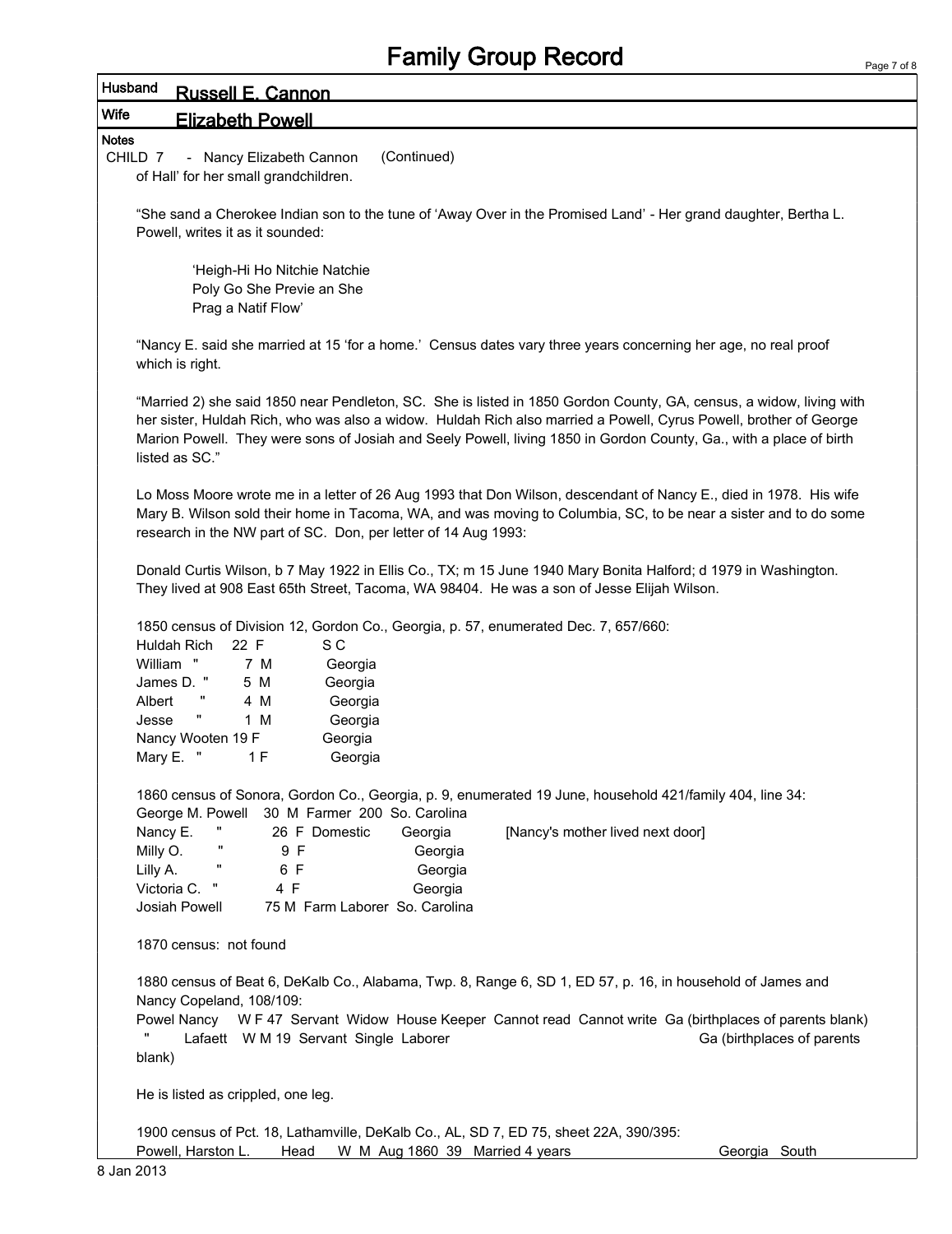# Family Group Record

**Husband** Russell E. Cannon

**Wife** Elizabeth Powell

**Notes**

CHILD 7 - Nancy Elizabeth Cannon (Continued)

of Hall' for her small grandchildren.

"She sand a Cherokee Indian son to the tune of 'Away Over in the Promised Land' - Her grand daughter, Bertha L. Powell, writes it as it sounded:

> 'Heigh-Hi Ho Nitchie Natchie
> Poly Go She Previe an She
> Prag a Natif Flow'

"Nancy E. said she married at 15 'for a home.' Census dates vary three years concerning her age, no real proof which is right.

"Married 2) she said 1850 near Pendleton, SC. She is listed in 1850 Gordon County, GA, census, a widow, living with her sister, Huldah Rich, who was also a widow. Huldah Rich also married a Powell, Cyrus Powell, brother of George Marion Powell. They were sons of Josiah and Seely Powell, living 1850 in Gordon County, Ga., with a place of birth listed as SC."

Lo Moss Moore wrote me in a letter of 26 Aug 1993 that Don Wilson, descendant of Nancy E., died in 1978. His wife Mary B. Wilson sold their home in Tacoma, WA, and was moving to Columbia, SC, to be near a sister and to do some research in the NW part of SC. Don, per letter of 14 Aug 1993:

Donald Curtis Wilson, b 7 May 1922 in Ellis Co., TX; m 15 June 1940 Mary Bonita Halford; d 1979 in Washington. They lived at 908 East 65th Street, Tacoma, WA 98404. He was a son of Jesse Elijah Wilson.

1850 census of Division 12, Gordon Co., Georgia, p. 57, enumerated Dec. 7, 657/660:

| Name | Age | Sex | Birthplace |
|---|---|---|---|
| Huldah Rich | 22 | F | S C |
| William " | 7 | M | Georgia |
| James D. " | 5 | M | Georgia |
| Albert " | 4 | M | Georgia |
| Jesse " | 1 | M | Georgia |
| Nancy Wooten | 19 | F | Georgia |
| Mary E. " | 1 | F | Georgia |

1860 census of Sonora, Gordon Co., Georgia, p. 9, enumerated 19 June, household 421/family 404, line 34:

| Name | Age | Sex | Occupation | Value | Birthplace | Note |
|---|---|---|---|---|---|---|
| George M. Powell | 30 | M | Farmer | 200 | So. Carolina | |
| Nancy E. " | 26 | F | Domestic | | Georgia | [Nancy's mother lived next door] |
| Milly O. " | 9 | F | | | Georgia | |
| Lilly A. " | 6 | F | | | Georgia | |
| Victoria C. " | 4 | F | | | Georgia | |
| Josiah Powell | 75 | M | Farm Laborer | | So. Carolina | |

1870 census: not found

1880 census of Beat 6, DeKalb Co., Alabama, Twp. 8, Range 6, SD 1, ED 57, p. 16, in household of James and Nancy Copeland, 108/109:

Powel Nancy W F 47 Servant Widow House Keeper Cannot read Cannot write Ga (birthplaces of parents blank)

" Lafaett W M 19 Servant Single Laborer Ga (birthplaces of parents blank)

He is listed as crippled, one leg.

1900 census of Pct. 18, Lathamville, DeKalb Co., AL, SD 7, ED 75, sheet 22A, 390/395:

Powell, Harston L. Head W M Aug 1860 39 Married 4 years Georgia South

8 Jan 2013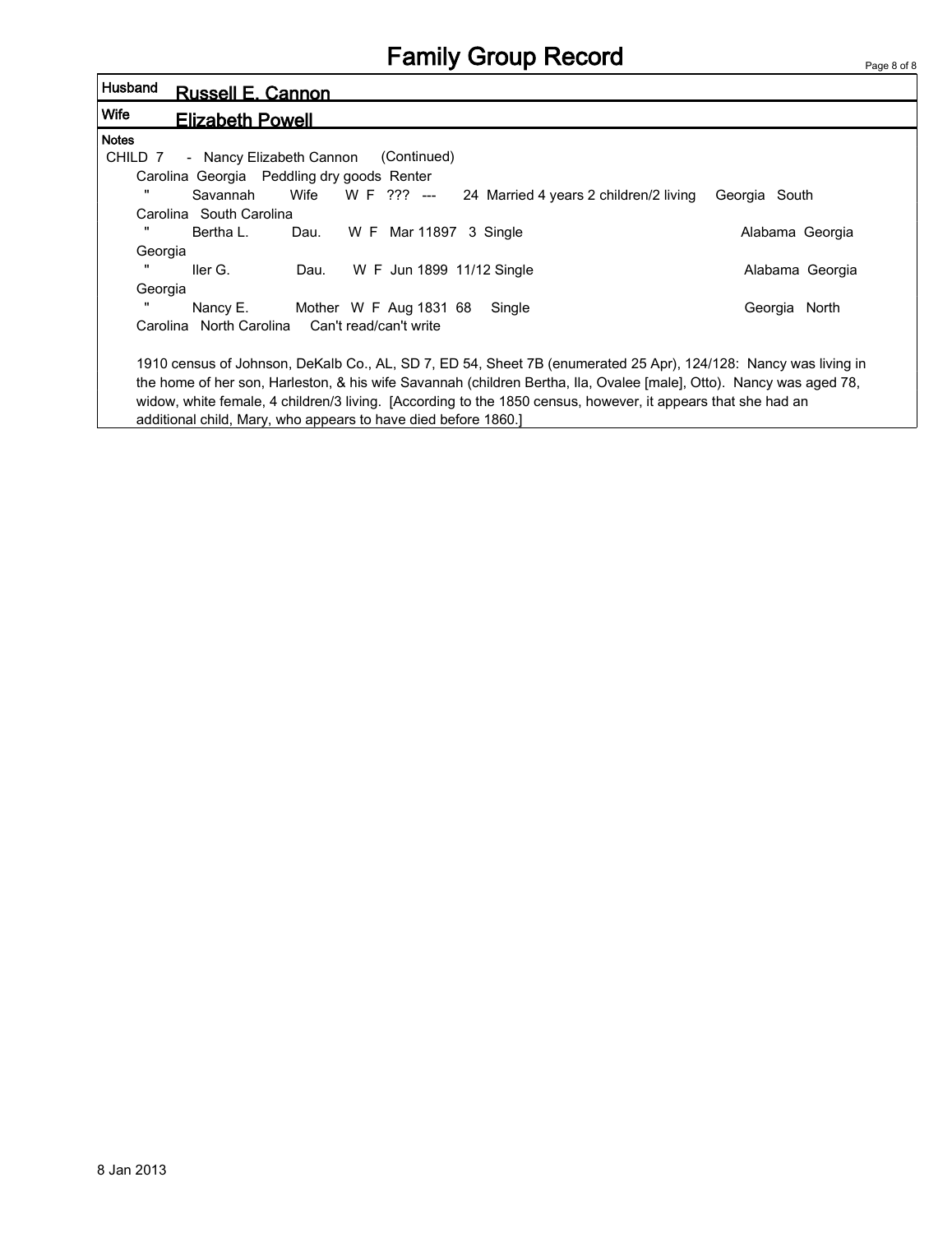# Family Group Record

**Husband** Russell E. Cannon

**Wife** Elizabeth Powell

**Notes**

CHILD 7 - Nancy Elizabeth Cannon (Continued)

Carolina Georgia Peddling dry goods Renter

" Savannah Wife W F ??? --- 24 Married 4 years 2 children/2 living Georgia South Carolina South Carolina

" Bertha L. Dau. W F Mar 11897 3 Single Alabama Georgia Georgia

" Iler G. Dau. W F Jun 1899 11/12 Single Alabama Georgia Georgia

" Nancy E. Mother W F Aug 1831 68 Single Georgia North Carolina North Carolina Can't read/can't write

1910 census of Johnson, DeKalb Co., AL, SD 7, ED 54, Sheet 7B (enumerated 25 Apr), 124/128: Nancy was living in the home of her son, Harleston, & his wife Savannah (children Bertha, Ila, Ovalee [male], Otto). Nancy was aged 78, widow, white female, 4 children/3 living. [According to the 1850 census, however, it appears that she had an additional child, Mary, who appears to have died before 1860.]

8 Jan 2013